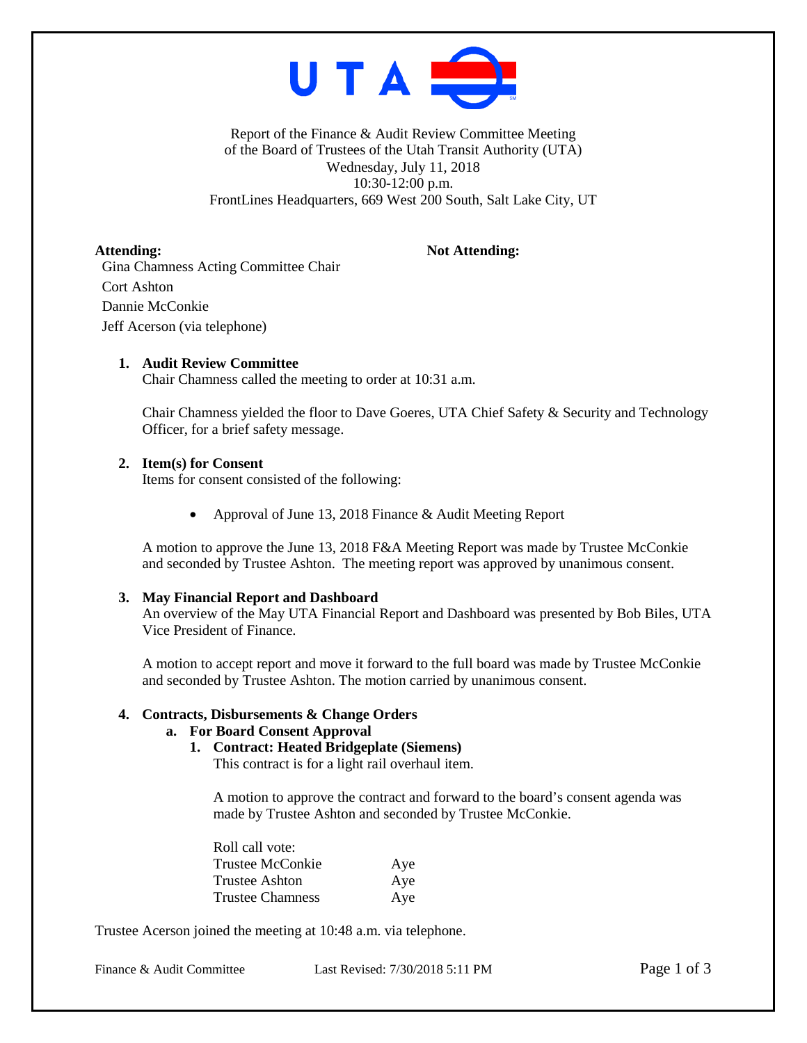Report of the Finance & Audit Review Committee Meeting
of the Board of Trustees of the Utah Transit Authority (UTA)
Wednesday, July 11, 2018
10:30-12:00 p.m.
FrontLines Headquarters, 669 West 200 South, Salt Lake City, UT

**Attending:**

Gina Chamness Acting Committee Chair
Cort Ashton
Dannie McConkie
Jeff Acerson (via telephone)

**Not Attending:**

1. **Audit Review Committee**
   Chair Chamness called the meeting to order at 10:31 a.m.

   Chair Chamness yielded the floor to Dave Goeres, UTA Chief Safety & Security and Technology Officer, for a brief safety message.

2. **Item(s) for Consent**
   Items for consent consisted of the following:

   - Approval of June 13, 2018 Finance & Audit Meeting Report

   A motion to approve the June 13, 2018 F&A Meeting Report was made by Trustee McConkie and seconded by Trustee Ashton. The meeting report was approved by unanimous consent.

3. **May Financial Report and Dashboard**
   An overview of the May UTA Financial Report and Dashboard was presented by Bob Biles, UTA Vice President of Finance.

   A motion to accept report and move it forward to the full board was made by Trustee McConkie and seconded by Trustee Ashton. The motion carried by unanimous consent.

4. **Contracts, Disbursements & Change Orders**
   a. **For Board Consent Approval**
      1. **Contract: Heated Bridgeplate (Siemens)**
         This contract is for a light rail overhaul item.

         A motion to approve the contract and forward to the board's consent agenda was made by Trustee Ashton and seconded by Trustee McConkie.

         Roll call vote:

         | | |
         |---|---|
         | Trustee McConkie | Aye |
         | Trustee Ashton | Aye |
         | Trustee Chamness | Aye |

Trustee Acerson joined the meeting at 10:48 a.m. via telephone.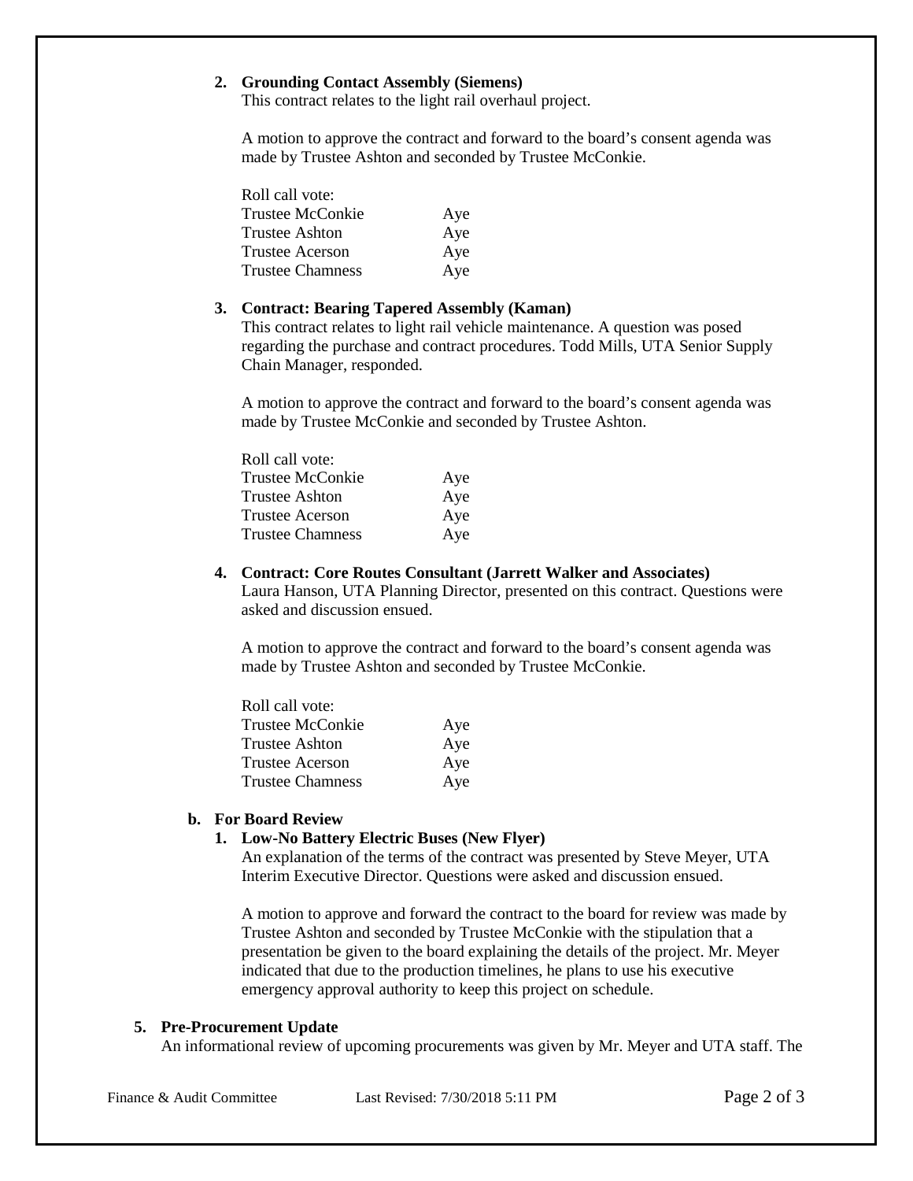**2. Grounding Contact Assembly (Siemens)**

This contract relates to the light rail overhaul project.

A motion to approve the contract and forward to the board's consent agenda was made by Trustee Ashton and seconded by Trustee McConkie.

Roll call vote:

| | |
|---|---|
| Trustee McConkie | Aye |
| Trustee Ashton | Aye |
| Trustee Acerson | Aye |
| Trustee Chamness | Aye |

**3. Contract: Bearing Tapered Assembly (Kaman)**

This contract relates to light rail vehicle maintenance. A question was posed regarding the purchase and contract procedures. Todd Mills, UTA Senior Supply Chain Manager, responded.

A motion to approve the contract and forward to the board's consent agenda was made by Trustee McConkie and seconded by Trustee Ashton.

Roll call vote:

| | |
|---|---|
| Trustee McConkie | Aye |
| Trustee Ashton | Aye |
| Trustee Acerson | Aye |
| Trustee Chamness | Aye |

**4. Contract: Core Routes Consultant (Jarrett Walker and Associates)**

Laura Hanson, UTA Planning Director, presented on this contract. Questions were asked and discussion ensued.

A motion to approve the contract and forward to the board's consent agenda was made by Trustee Ashton and seconded by Trustee McConkie.

Roll call vote:

| | |
|---|---|
| Trustee McConkie | Aye |
| Trustee Ashton | Aye |
| Trustee Acerson | Aye |
| Trustee Chamness | Aye |

**b. For Board Review**

**1. Low-No Battery Electric Buses (New Flyer)**

An explanation of the terms of the contract was presented by Steve Meyer, UTA Interim Executive Director. Questions were asked and discussion ensued.

A motion to approve and forward the contract to the board for review was made by Trustee Ashton and seconded by Trustee McConkie with the stipulation that a presentation be given to the board explaining the details of the project. Mr. Meyer indicated that due to the production timelines, he plans to use his executive emergency approval authority to keep this project on schedule.

**5. Pre-Procurement Update**

An informational review of upcoming procurements was given by Mr. Meyer and UTA staff. The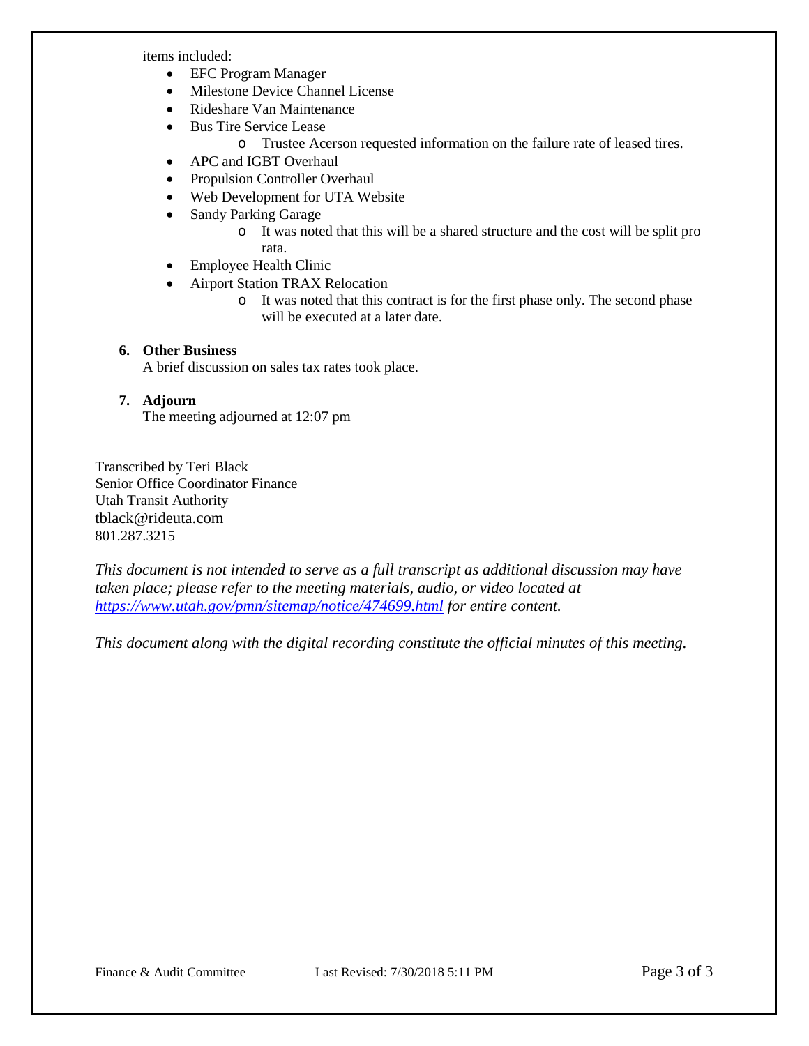items included:

- EFC Program Manager
- Milestone Device Channel License
- Rideshare Van Maintenance
- Bus Tire Service Lease
    - Trustee Acerson requested information on the failure rate of leased tires.
- APC and IGBT Overhaul
- Propulsion Controller Overhaul
- Web Development for UTA Website
- Sandy Parking Garage
    - It was noted that this will be a shared structure and the cost will be split pro rata.
- Employee Health Clinic
- Airport Station TRAX Relocation
    - It was noted that this contract is for the first phase only. The second phase will be executed at a later date.

**6. Other Business**

A brief discussion on sales tax rates took place.

**7. Adjourn**

The meeting adjourned at 12:07 pm

Transcribed by Teri Black
Senior Office Coordinator Finance
Utah Transit Authority
tblack@rideuta.com
801.287.3215

*This document is not intended to serve as a full transcript as additional discussion may have taken place; please refer to the meeting materials, audio, or video located at [https://www.utah.gov/pmn/sitemap/notice/474699.html](https://www.utah.gov/pmn/sitemap/notice/474699.html) for entire content.*

*This document along with the digital recording constitute the official minutes of this meeting.*